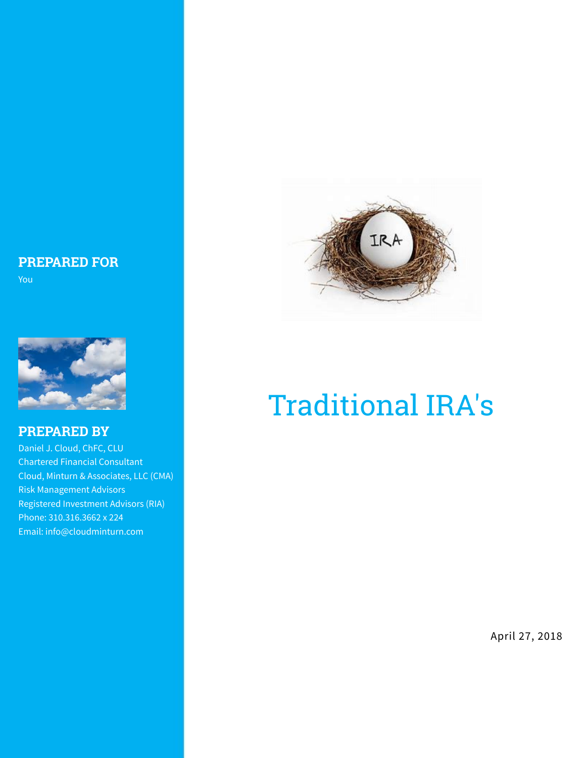# Traditional IRA's

**PREPARED FOR**

You

**PREPARED BY**

Daniel J. Cloud, ChFC, CLU
Chartered Financial Consultant
Cloud, Minturn & Associates, LLC (CMA)
Risk Management Advisors
Registered Investment Advisors (RIA)
Phone: 310.316.3662 x 224
Email: info@cloudminturn.com

April 27, 2018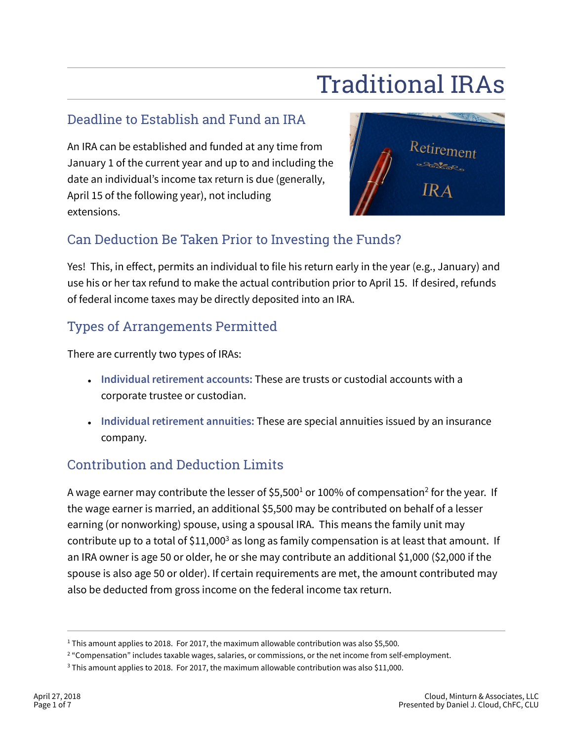# Traditional IRAs

## Deadline to Establish and Fund an IRA

An IRA can be established and funded at any time from January 1 of the current year and up to and including the date an individual's income tax return is due (generally, April 15 of the following year), not including extensions.

## Can Deduction Be Taken Prior to Investing the Funds?

Yes! This, in effect, permits an individual to file his return early in the year (e.g., January) and use his or her tax refund to make the actual contribution prior to April 15. If desired, refunds of federal income taxes may be directly deposited into an IRA.

## Types of Arrangements Permitted

There are currently two types of IRAs:

- **Individual retirement accounts:** These are trusts or custodial accounts with a corporate trustee or custodian.
- **Individual retirement annuities:** These are special annuities issued by an insurance company.

## Contribution and Deduction Limits

A wage earner may contribute the lesser of $5,500[1] or 100% of compensation[2] for the year. If the wage earner is married, an additional $5,500 may be contributed on behalf of a lesser earning (or nonworking) spouse, using a spousal IRA. This means the family unit may contribute up to a total of $11,000[3] as long as family compensation is at least that amount. If an IRA owner is age 50 or older, he or she may contribute an additional $1,000 ($2,000 if the spouse is also age 50 or older). If certain requirements are met, the amount contributed may also be deducted from gross income on the federal income tax return.

---

[1] This amount applies to 2018. For 2017, the maximum allowable contribution was also $5,500.

[2] "Compensation" includes taxable wages, salaries, or commissions, or the net income from self-employment.

[3] This amount applies to 2018. For 2017, the maximum allowable contribution was also $11,000.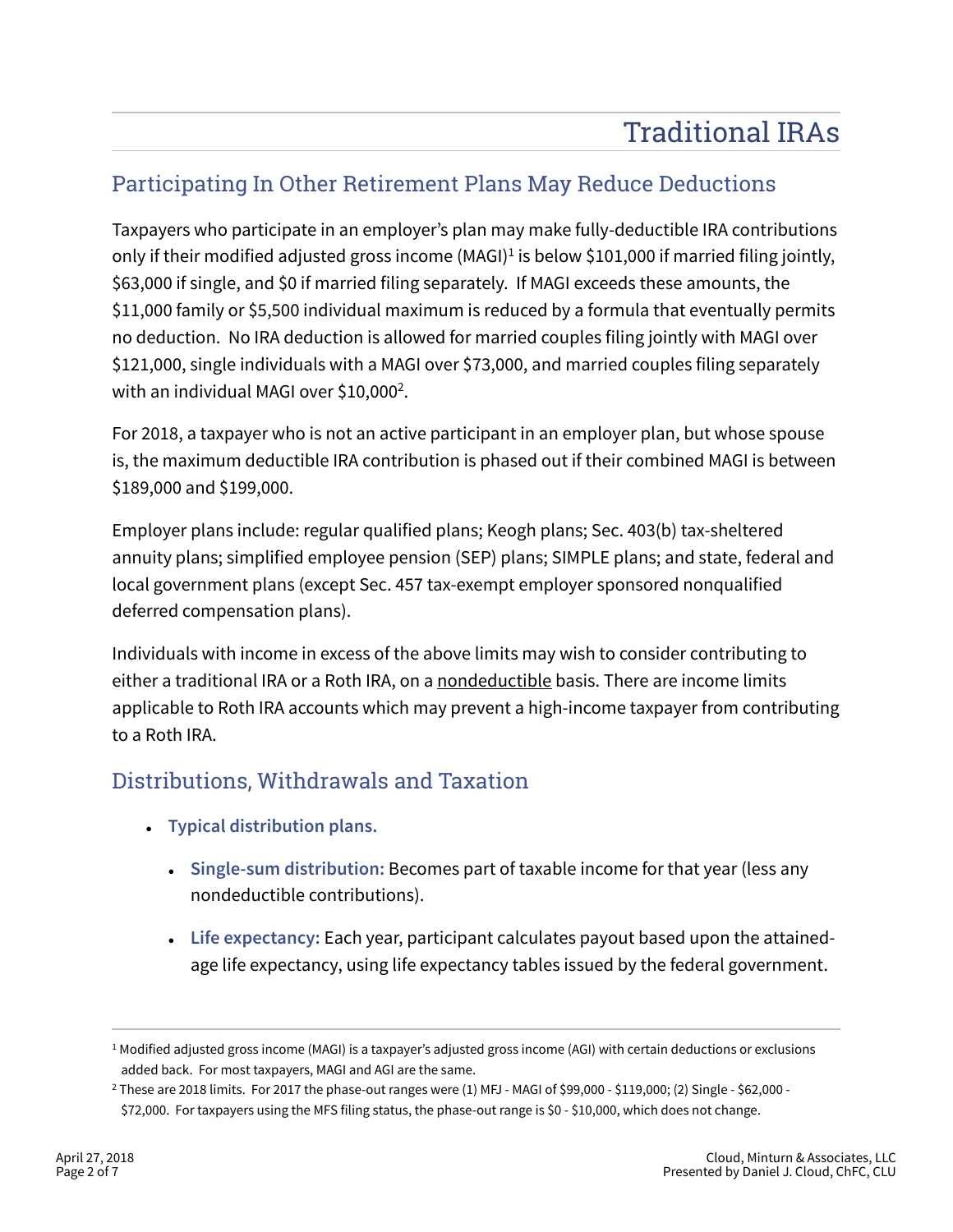# Traditional IRAs

## Participating In Other Retirement Plans May Reduce Deductions

Taxpayers who participate in an employer's plan may make fully-deductible IRA contributions only if their modified adjusted gross income (MAGI)[1] is below $101,000 if married filing jointly, $63,000 if single, and $0 if married filing separately. If MAGI exceeds these amounts, the $11,000 family or $5,500 individual maximum is reduced by a formula that eventually permits no deduction. No IRA deduction is allowed for married couples filing jointly with MAGI over $121,000, single individuals with a MAGI over $73,000, and married couples filing separately with an individual MAGI over $10,000[2].

For 2018, a taxpayer who is not an active participant in an employer plan, but whose spouse is, the maximum deductible IRA contribution is phased out if their combined MAGI is between $189,000 and $199,000.

Employer plans include: regular qualified plans; Keogh plans; Sec. 403(b) tax-sheltered annuity plans; simplified employee pension (SEP) plans; SIMPLE plans; and state, federal and local government plans (except Sec. 457 tax-exempt employer sponsored nonqualified deferred compensation plans).

Individuals with income in excess of the above limits may wish to consider contributing to either a traditional IRA or a Roth IRA, on a nondeductible basis. There are income limits applicable to Roth IRA accounts which may prevent a high-income taxpayer from contributing to a Roth IRA.

## Distributions, Withdrawals and Taxation

- **Typical distribution plans.**
  - **Single-sum distribution:** Becomes part of taxable income for that year (less any nondeductible contributions).
  - **Life expectancy:** Each year, participant calculates payout based upon the attained-age life expectancy, using life expectancy tables issued by the federal government.

---

[1] Modified adjusted gross income (MAGI) is a taxpayer's adjusted gross income (AGI) with certain deductions or exclusions added back. For most taxpayers, MAGI and AGI are the same.

[2] These are 2018 limits. For 2017 the phase-out ranges were (1) MFJ - MAGI of $99,000 - $119,000; (2) Single - $62,000 - $72,000. For taxpayers using the MFS filing status, the phase-out range is $0 - $10,000, which does not change.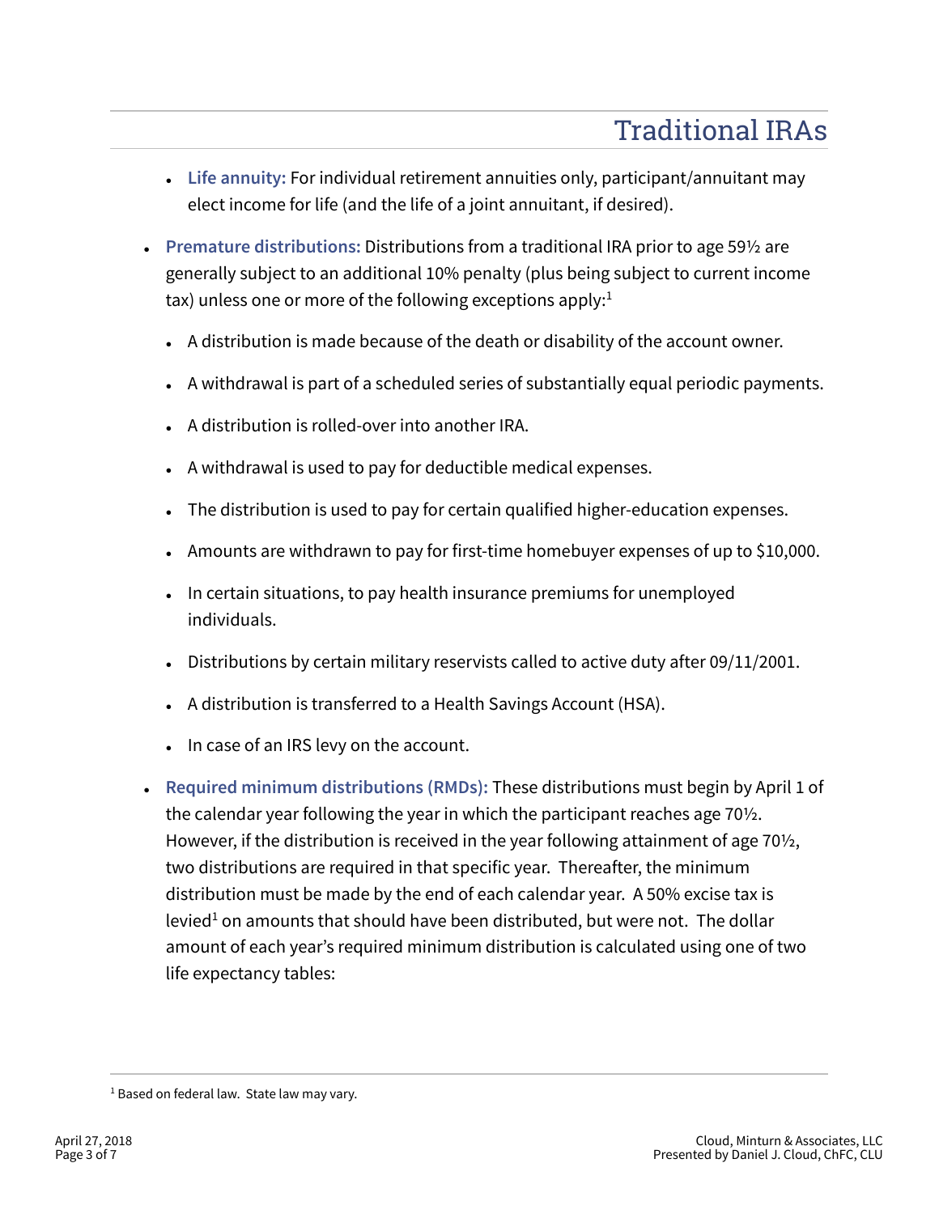- **Life annuity:** For individual retirement annuities only, participant/annuitant may elect income for life (and the life of a joint annuitant, if desired).

- **Premature distributions:** Distributions from a traditional IRA prior to age 59½ are generally subject to an additional 10% penalty (plus being subject to current income tax) unless one or more of the following exceptions apply:[1]
  - A distribution is made because of the death or disability of the account owner.
  - A withdrawal is part of a scheduled series of substantially equal periodic payments.
  - A distribution is rolled-over into another IRA.
  - A withdrawal is used to pay for deductible medical expenses.
  - The distribution is used to pay for certain qualified higher-education expenses.
  - Amounts are withdrawn to pay for first-time homebuyer expenses of up to $10,000.
  - In certain situations, to pay health insurance premiums for unemployed individuals.
  - Distributions by certain military reservists called to active duty after 09/11/2001.
  - A distribution is transferred to a Health Savings Account (HSA).
  - In case of an IRS levy on the account.

- **Required minimum distributions (RMDs):** These distributions must begin by April 1 of the calendar year following the year in which the participant reaches age 70½. However, if the distribution is received in the year following attainment of age 70½, two distributions are required in that specific year. Thereafter, the minimum distribution must be made by the end of each calendar year. A 50% excise tax is levied[1] on amounts that should have been distributed, but were not. The dollar amount of each year's required minimum distribution is calculated using one of two life expectancy tables:

[1] Based on federal law. State law may vary.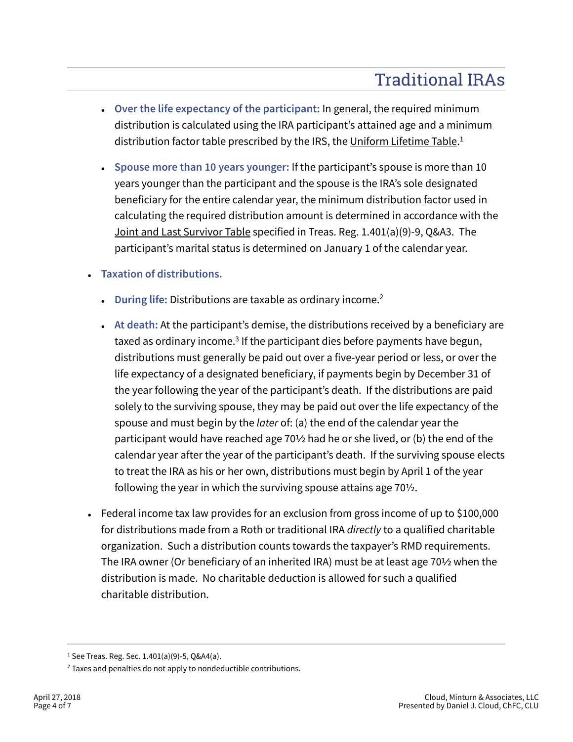- **Over the life expectancy of the participant:** In general, the required minimum distribution is calculated using the IRA participant's attained age and a minimum distribution factor table prescribed by the IRS, the Uniform Lifetime Table.[1]

- **Spouse more than 10 years younger:** If the participant's spouse is more than 10 years younger than the participant and the spouse is the IRA's sole designated beneficiary for the entire calendar year, the minimum distribution factor used in calculating the required distribution amount is determined in accordance with the Joint and Last Survivor Table specified in Treas. Reg. 1.401(a)(9)-9, Q&A3. The participant's marital status is determined on January 1 of the calendar year.

- **Taxation of distributions.**

  - **During life:** Distributions are taxable as ordinary income.[2]

  - **At death:** At the participant's demise, the distributions received by a beneficiary are taxed as ordinary income.[3] If the participant dies before payments have begun, distributions must generally be paid out over a five-year period or less, or over the life expectancy of a designated beneficiary, if payments begin by December 31 of the year following the year of the participant's death. If the distributions are paid solely to the surviving spouse, they may be paid out over the life expectancy of the spouse and must begin by the *later* of: (a) the end of the calendar year the participant would have reached age 70½ had he or she lived, or (b) the end of the calendar year after the year of the participant's death. If the surviving spouse elects to treat the IRA as his or her own, distributions must begin by April 1 of the year following the year in which the surviving spouse attains age 70½.

- Federal income tax law provides for an exclusion from gross income of up to $100,000 for distributions made from a Roth or traditional IRA *directly* to a qualified charitable organization. Such a distribution counts towards the taxpayer's RMD requirements. The IRA owner (Or beneficiary of an inherited IRA) must be at least age 70½ when the distribution is made. No charitable deduction is allowed for such a qualified charitable distribution.

---

[1] See Treas. Reg. Sec. 1.401(a)(9)-5, Q&A4(a).

[2] Taxes and penalties do not apply to nondeductible contributions.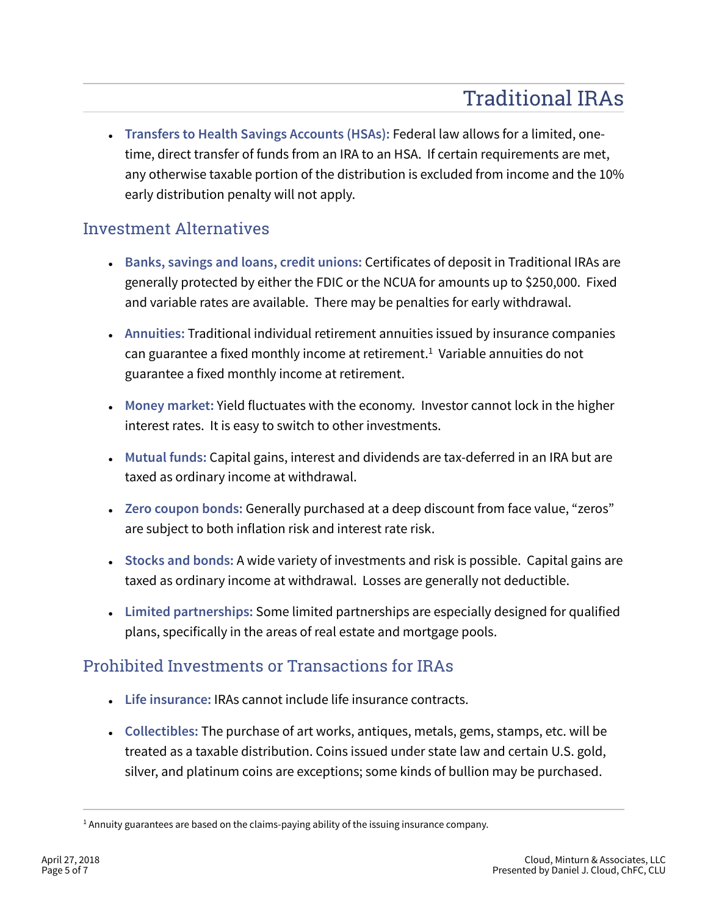- **Transfers to Health Savings Accounts (HSAs):** Federal law allows for a limited, one-time, direct transfer of funds from an IRA to an HSA. If certain requirements are met, any otherwise taxable portion of the distribution is excluded from income and the 10% early distribution penalty will not apply.

## Investment Alternatives

- **Banks, savings and loans, credit unions:** Certificates of deposit in Traditional IRAs are generally protected by either the FDIC or the NCUA for amounts up to $250,000. Fixed and variable rates are available. There may be penalties for early withdrawal.

- **Annuities:** Traditional individual retirement annuities issued by insurance companies can guarantee a fixed monthly income at retirement.[1] Variable annuities do not guarantee a fixed monthly income at retirement.

- **Money market:** Yield fluctuates with the economy. Investor cannot lock in the higher interest rates. It is easy to switch to other investments.

- **Mutual funds:** Capital gains, interest and dividends are tax-deferred in an IRA but are taxed as ordinary income at withdrawal.

- **Zero coupon bonds:** Generally purchased at a deep discount from face value, "zeros" are subject to both inflation risk and interest rate risk.

- **Stocks and bonds:** A wide variety of investments and risk is possible. Capital gains are taxed as ordinary income at withdrawal. Losses are generally not deductible.

- **Limited partnerships:** Some limited partnerships are especially designed for qualified plans, specifically in the areas of real estate and mortgage pools.

## Prohibited Investments or Transactions for IRAs

- **Life insurance:** IRAs cannot include life insurance contracts.

- **Collectibles:** The purchase of art works, antiques, metals, gems, stamps, etc. will be treated as a taxable distribution. Coins issued under state law and certain U.S. gold, silver, and platinum coins are exceptions; some kinds of bullion may be purchased.

---

[1] Annuity guarantees are based on the claims-paying ability of the issuing insurance company.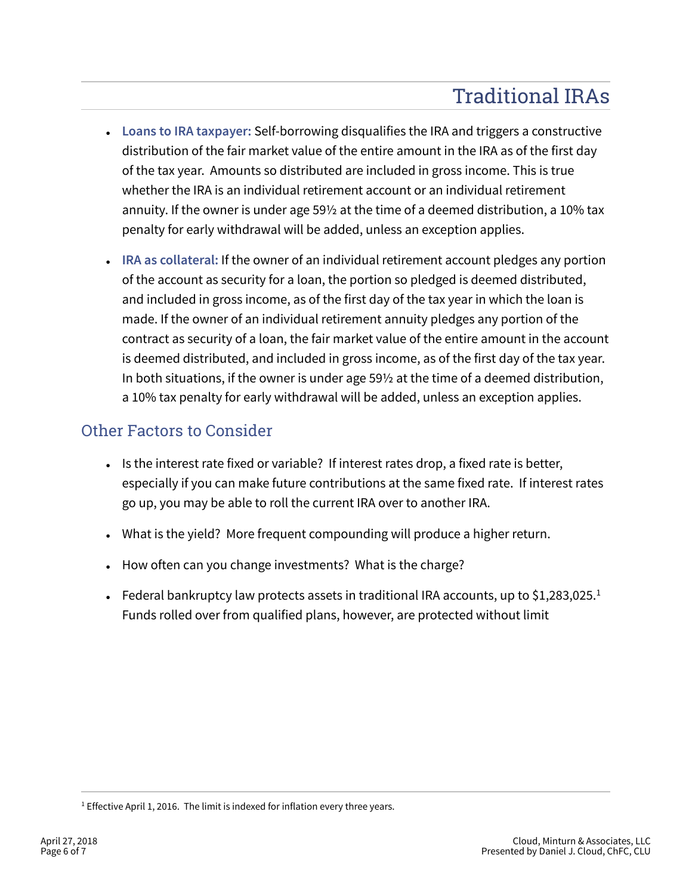# Traditional IRAs

- **Loans to IRA taxpayer:** Self-borrowing disqualifies the IRA and triggers a constructive distribution of the fair market value of the entire amount in the IRA as of the first day of the tax year. Amounts so distributed are included in gross income. This is true whether the IRA is an individual retirement account or an individual retirement annuity. If the owner is under age 59½ at the time of a deemed distribution, a 10% tax penalty for early withdrawal will be added, unless an exception applies.

- **IRA as collateral:** If the owner of an individual retirement account pledges any portion of the account as security for a loan, the portion so pledged is deemed distributed, and included in gross income, as of the first day of the tax year in which the loan is made. If the owner of an individual retirement annuity pledges any portion of the contract as security of a loan, the fair market value of the entire amount in the account is deemed distributed, and included in gross income, as of the first day of the tax year. In both situations, if the owner is under age 59½ at the time of a deemed distribution, a 10% tax penalty for early withdrawal will be added, unless an exception applies.

## Other Factors to Consider

- Is the interest rate fixed or variable? If interest rates drop, a fixed rate is better, especially if you can make future contributions at the same fixed rate. If interest rates go up, you may be able to roll the current IRA over to another IRA.

- What is the yield? More frequent compounding will produce a higher return.

- How often can you change investments? What is the charge?

- Federal bankruptcy law protects assets in traditional IRA accounts, up to $1,283,025.[1] Funds rolled over from qualified plans, however, are protected without limit

[1] Effective April 1, 2016. The limit is indexed for inflation every three years.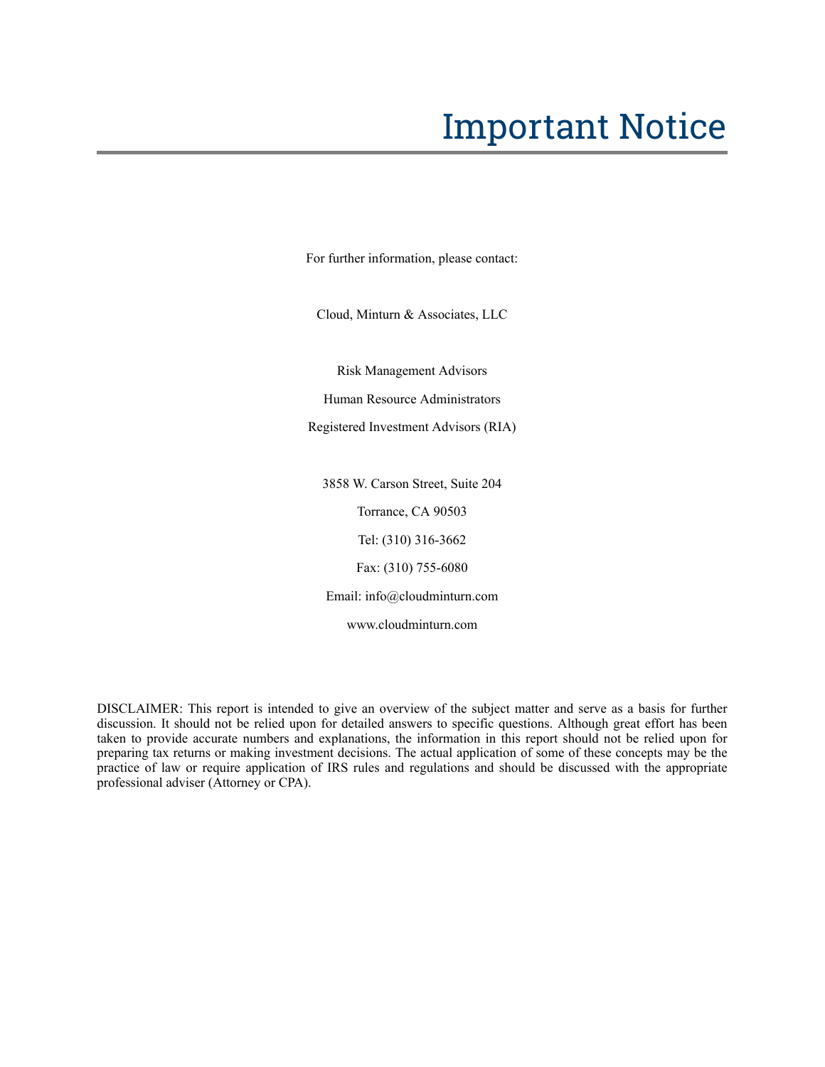# Important Notice

For further information, please contact:

Cloud, Minturn & Associates, LLC

Risk Management Advisors

Human Resource Administrators

Registered Investment Advisors (RIA)

3858 W. Carson Street, Suite 204

Torrance, CA 90503

Tel: (310) 316-3662

Fax: (310) 755-6080

Email: info@cloudminturn.com

www.cloudminturn.com

DISCLAIMER: This report is intended to give an overview of the subject matter and serve as a basis for further discussion. It should not be relied upon for detailed answers to specific questions. Although great effort has been taken to provide accurate numbers and explanations, the information in this report should not be relied upon for preparing tax returns or making investment decisions. The actual application of some of these concepts may be the practice of law or require application of IRS rules and regulations and should be discussed with the appropriate professional adviser (Attorney or CPA).